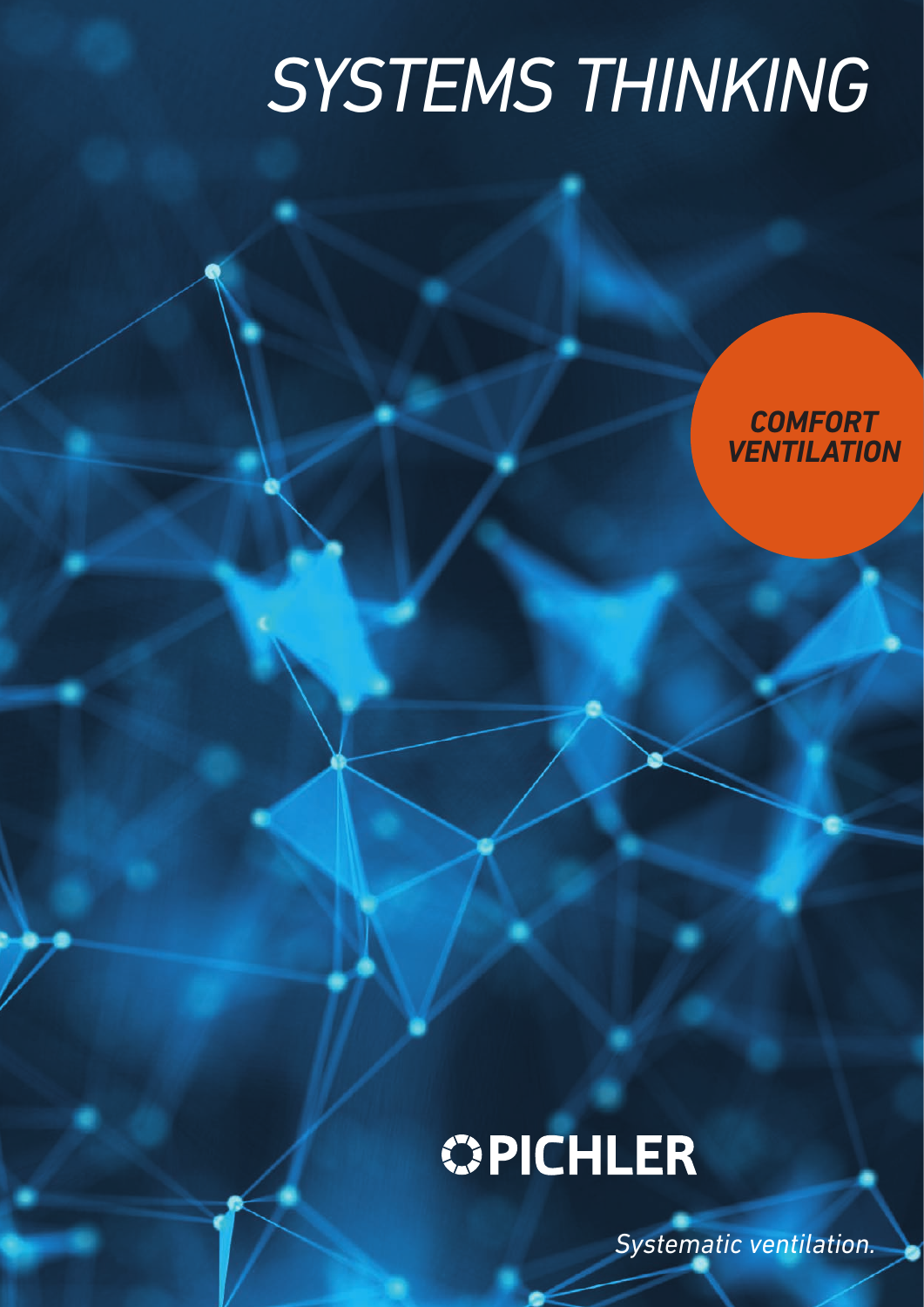# SYSTEMS THINKING

***COMFORT VENTILATION***

**PICHLER**

*Systematic ventilation.*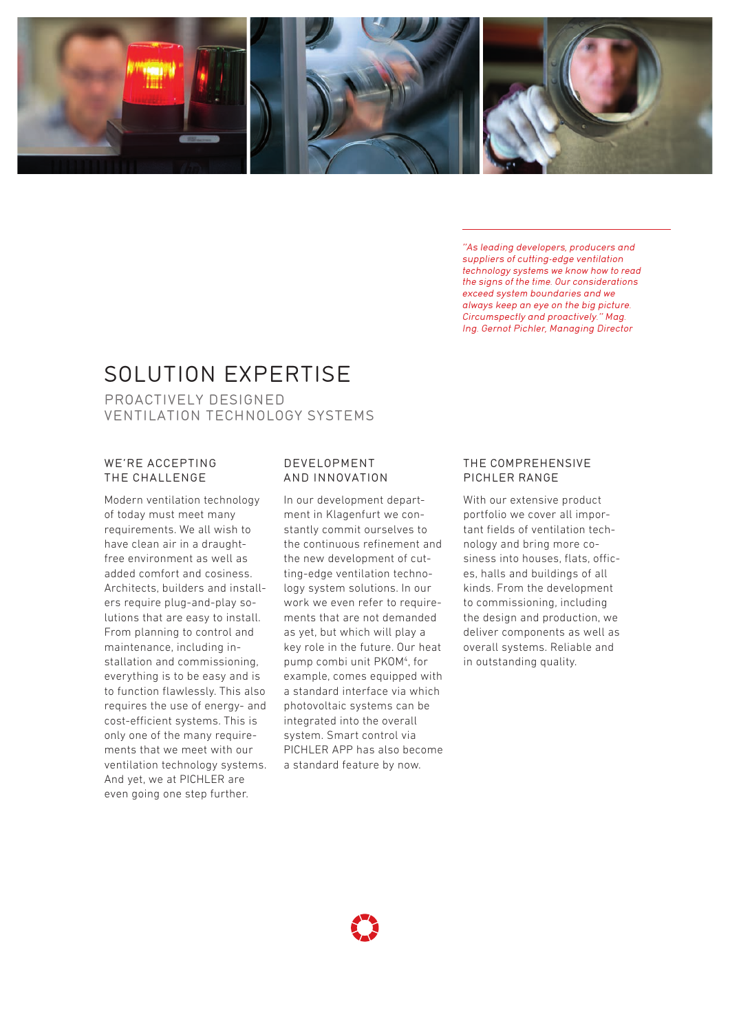*"As leading developers, producers and suppliers of cutting-edge ventilation technology systems we know how to read the signs of the time. Our considerations exceed system boundaries and we always keep an eye on the big picture. Circumspectly and proactively." Mag. Ing. Gernot Pichler, Managing Director*

# SOLUTION EXPERTISE

## PROACTIVELY DESIGNED VENTILATION TECHNOLOGY SYSTEMS

### WE'RE ACCEPTING THE CHALLENGE

Modern ventilation technology of today must meet many requirements. We all wish to have clean air in a draught-free environment as well as added comfort and cosiness. Architects, builders and installers require plug-and-play solutions that are easy to install. From planning to control and maintenance, including installation and commissioning, everything is to be easy and is to function flawlessly. This also requires the use of energy- and cost-efficient systems. This is only one of the many requirements that we meet with our ventilation technology systems. And yet, we at PICHLER are even going one step further.

### DEVELOPMENT AND INNOVATION

In our development department in Klagenfurt we constantly commit ourselves to the continuous refinement and the new development of cutting-edge ventilation technology system solutions. In our work we even refer to requirements that are not demanded as yet, but which will play a key role in the future. Our heat pump combi unit PKOM⁴, for example, comes equipped with a standard interface via which photovoltaic systems can be integrated into the overall system. Smart control via PICHLER APP has also become a standard feature by now.

### THE COMPREHENSIVE PICHLER RANGE

With our extensive product portfolio we cover all important fields of ventilation technology and bring more cosiness into houses, flats, offices, halls and buildings of all kinds. From the development to commissioning, including the design and production, we deliver components as well as overall systems. Reliable and in outstanding quality.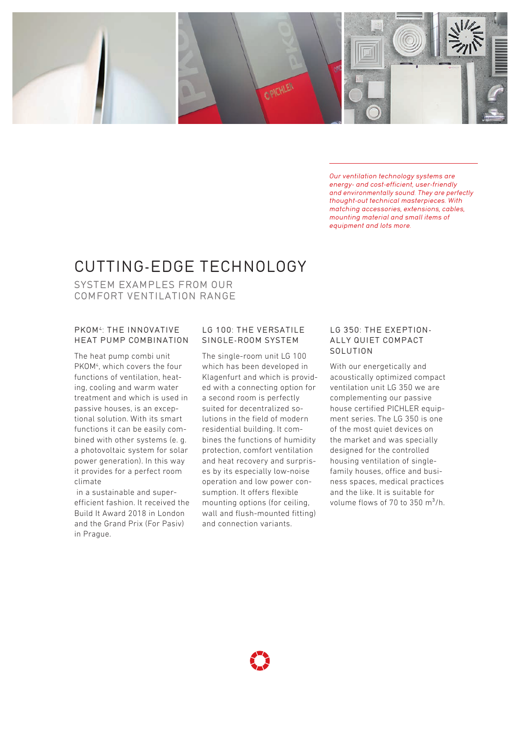*Our ventilation technology systems are energy- and cost-efficient, user-friendly and environmentally sound. They are perfectly thought-out technical masterpieces. With matching accessories, extensions, cables, mounting material and small items of equipment and lots more.*

# CUTTING-EDGE TECHNOLOGY

## SYSTEM EXAMPLES FROM OUR COMFORT VENTILATION RANGE

### PKOM⁴: THE INNOVATIVE HEAT PUMP COMBINATION

The heat pump combi unit PKOM⁴, which covers the four functions of ventilation, heating, cooling and warm water treatment and which is used in passive houses, is an exceptional solution. With its smart functions it can be easily combined with other systems (e. g. a photovoltaic system for solar power generation). In this way it provides for a perfect room climate

in a sustainable and super-efficient fashion. It received the Build It Award 2018 in London and the Grand Prix (For Pasiv) in Prague.

### LG 100: THE VERSATILE SINGLE-ROOM SYSTEM

The single-room unit LG 100 which has been developed in Klagenfurt and which is provided with a connecting option for a second room is perfectly suited for decentralized solutions in the field of modern residential building. It combines the functions of humidity protection, comfort ventilation and heat recovery and surprises by its especially low-noise operation and low power consumption. It offers flexible mounting options (for ceiling, wall and flush-mounted fitting) and connection variants.

### LG 350: THE EXEPTIONALLY QUIET COMPACT SOLUTION

With our energetically and acoustically optimized compact ventilation unit LG 350 we are complementing our passive house certified PICHLER equipment series. The LG 350 is one of the most quiet devices on the market and was specially designed for the controlled housing ventilation of single-family houses, office and business spaces, medical practices and the like. It is suitable for volume flows of 70 to 350 $m^3$/h.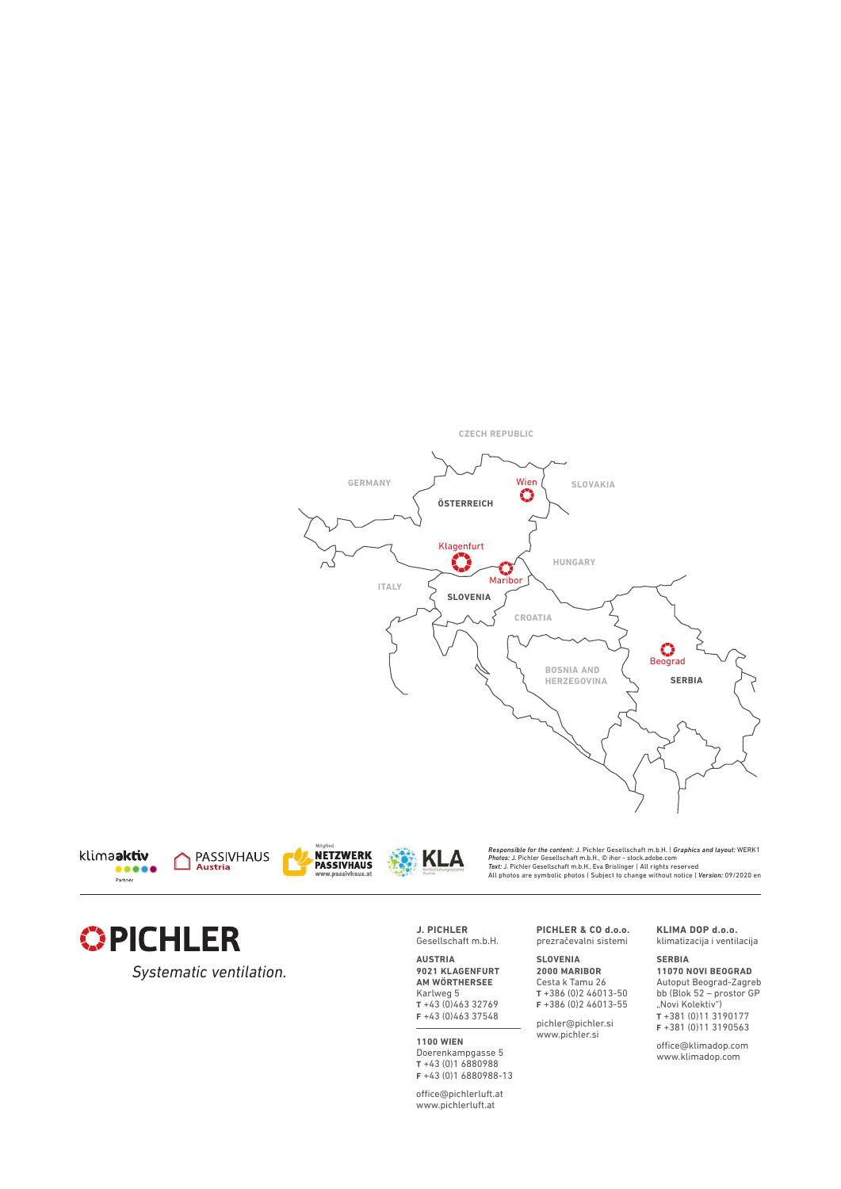CZECH REPUBLIC

GERMANY

ÖSTERREICH

Wien

SLOVAKIA

Klagenfurt

Maribor

HUNGARY

ITALY

SLOVENIA

CROATIA

BOSNIA AND HERZEGOVINA

Beograd

SERBIA

klimaaktiv Partner

PASSIVHAUS Austria

Mitglied NETZWERK PASSIVHAUS www.passivhaus.at

KLA

***Responsible for the content:*** J. Pichler Gesellschaft m.b.H. | ***Graphics and layout:*** WERK1
***Photos:*** J. Pichler Gesellschaft m.b.H., © ihor - stock.adobe.com
***Text:*** J. Pichler Gesellschaft m.b.H., Eva Brislinger | All rights reserved
All photos are symbolic photos | Subject to change without notice | ***Version:*** 09/2020 en

# PICHLER

*Systematic ventilation.*

**J. PICHLER**
Gesellschaft m.b.H.

**AUSTRIA**
**9021 KLAGENFURT AM WÖRTHERSEE**
Karlweg 5
**T** +43 (0)463 32769
**F** +43 (0)463 37548

**1100 WIEN**
Doerenkampgasse 5
**T** +43 (0)1 6880988
**F** +43 (0)1 6880988-13

office@pichlerluft.at
www.pichlerluft.at

**PICHLER & CO d.o.o.**
prezračevalni sistemi

**SLOVENIA**
**2000 MARIBOR**
Cesta k Tamu 26
**T** +386 (0)2 46013-50
**F** +386 (0)2 46013-55

pichler@pichler.si
www.pichler.si

**KLIMA DOP d.o.o.**
klimatizacija i ventilacija

**SERBIA**
**11070 NOVI BEOGRAD**
Autoput Beograd-Zagreb bb (Blok 52 – prostor GP „Novi Kolektiv")
**T** +381 (0)11 3190177
**F** +381 (0)11 3190563

office@klimadop.com
www.klimadop.com